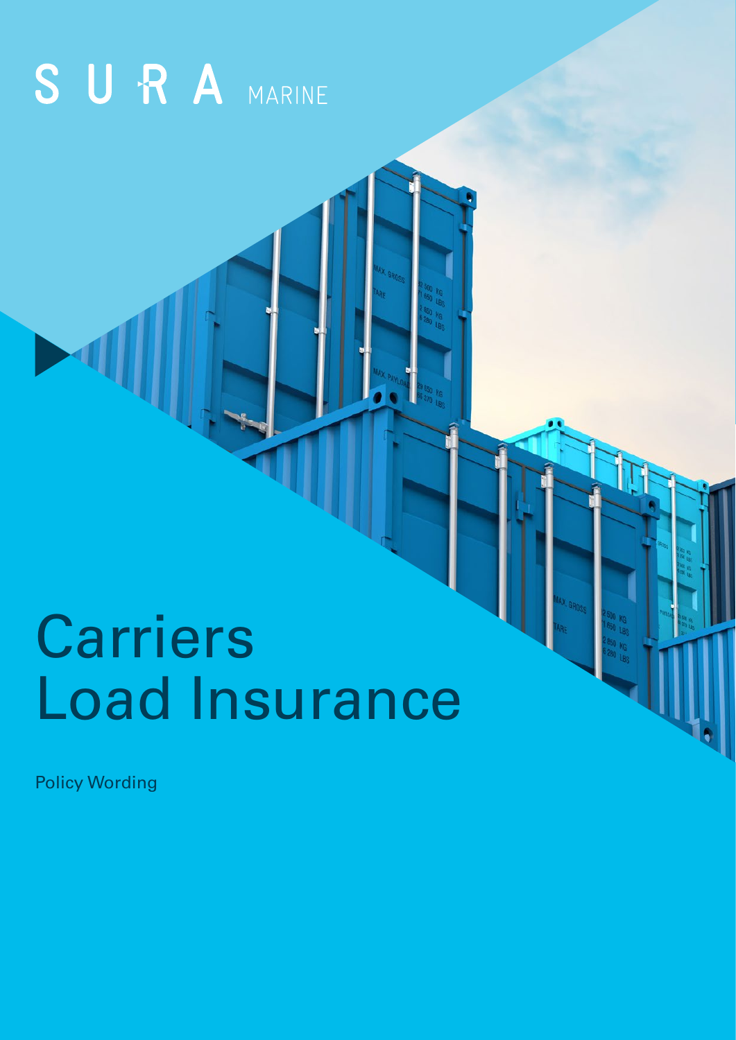SURA MARINE

# Carriers Load Insurance

Policy Wording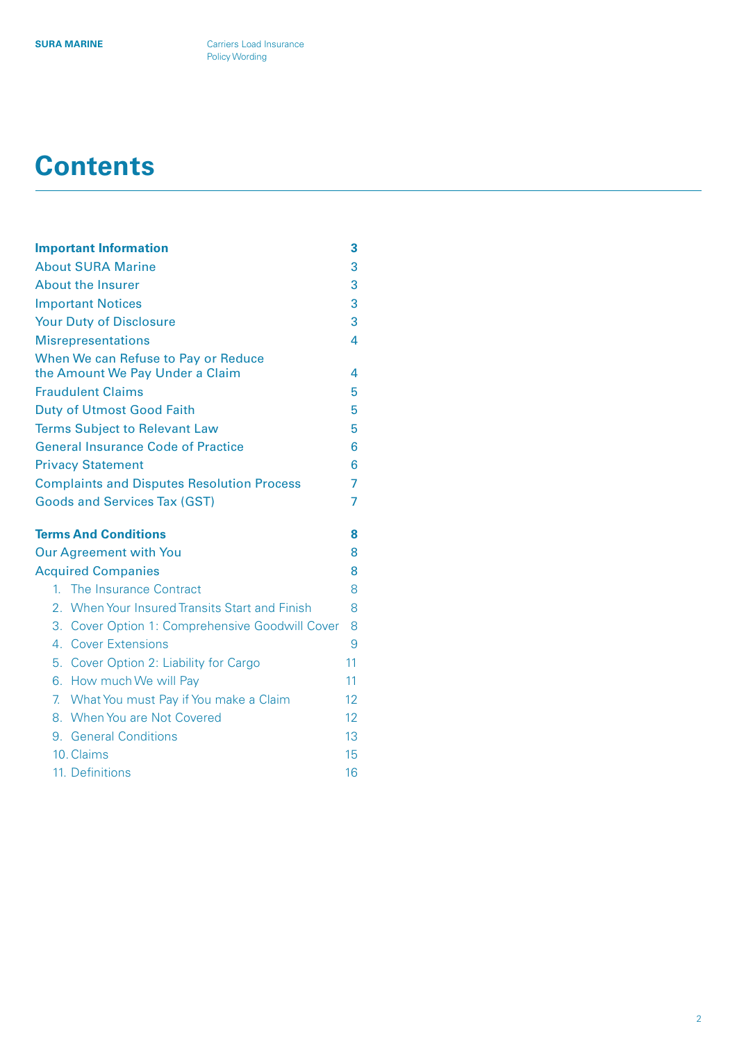# Contents

| | |
|---|---|
| **Important Information** | **3** |
| About SURA Marine | 3 |
| About the Insurer | 3 |
| Important Notices | 3 |
| Your Duty of Disclosure | 3 |
| Misrepresentations | 4 |
| When We can Refuse to Pay or Reduce the Amount We Pay Under a Claim | 4 |
| Fraudulent Claims | 5 |
| Duty of Utmost Good Faith | 5 |
| Terms Subject to Relevant Law | 5 |
| General Insurance Code of Practice | 6 |
| Privacy Statement | 6 |
| Complaints and Disputes Resolution Process | 7 |
| Goods and Services Tax (GST) | 7 |
| | |
| **Terms And Conditions** | **8** |
| Our Agreement with You | 8 |
| Acquired Companies | 8 |
| 1. The Insurance Contract | 8 |
| 2. When Your Insured Transits Start and Finish | 8 |
| 3. Cover Option 1: Comprehensive Goodwill Cover | 8 |
| 4. Cover Extensions | 9 |
| 5. Cover Option 2: Liability for Cargo | 11 |
| 6. How much We will Pay | 11 |
| 7. What You must Pay if You make a Claim | 12 |
| 8. When You are Not Covered | 12 |
| 9. General Conditions | 13 |
| 10. Claims | 15 |
| 11. Definitions | 16 |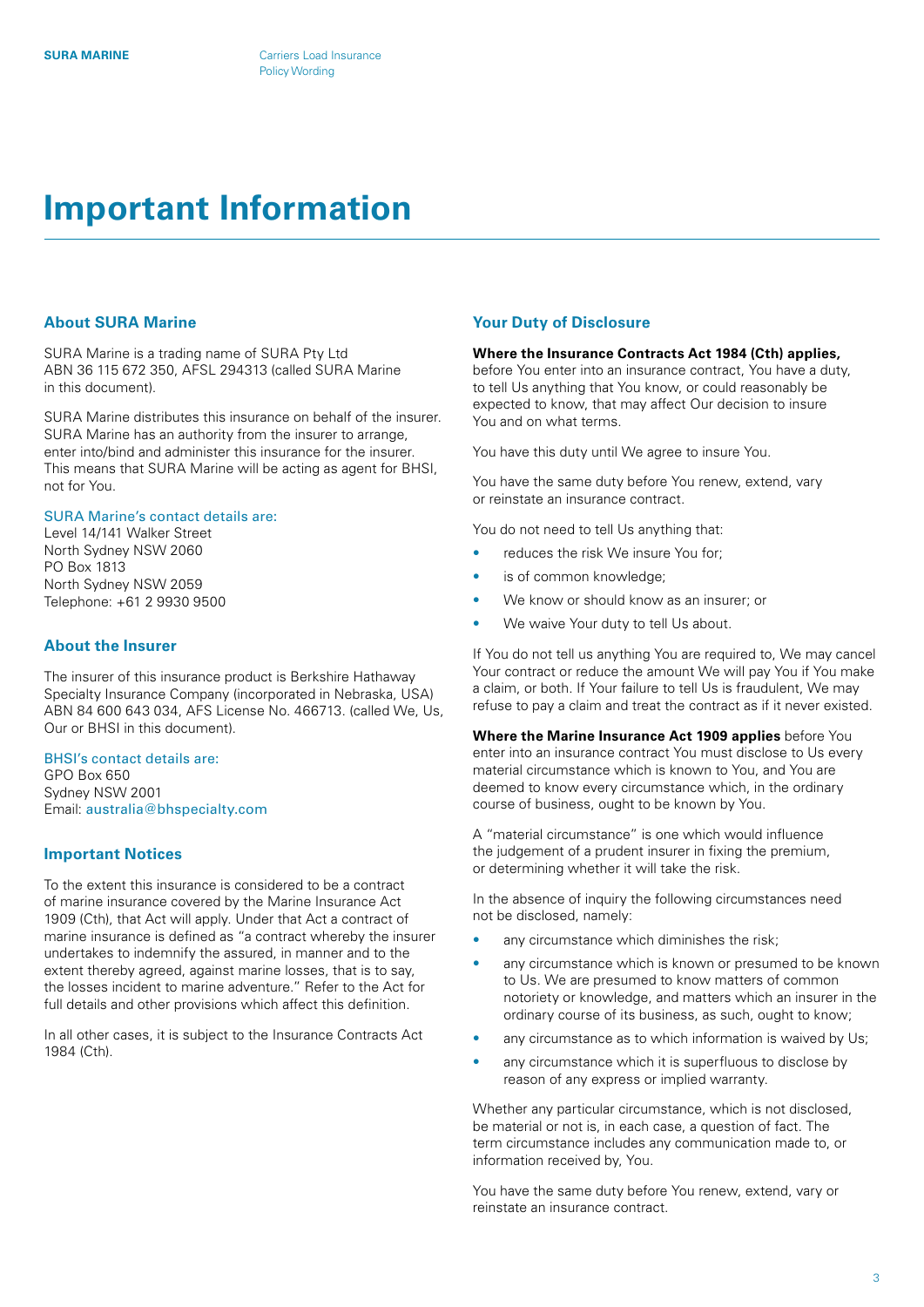# Important Information

## About SURA Marine

SURA Marine is a trading name of SURA Pty Ltd ABN 36 115 672 350, AFSL 294313 (called SURA Marine in this document).

SURA Marine distributes this insurance on behalf of the insurer. SURA Marine has an authority from the insurer to arrange, enter into/bind and administer this insurance for the insurer. This means that SURA Marine will be acting as agent for BHSI, not for You.

SURA Marine's contact details are:
Level 14/141 Walker Street
North Sydney NSW 2060
PO Box 1813
North Sydney NSW 2059
Telephone: +61 2 9930 9500

## About the Insurer

The insurer of this insurance product is Berkshire Hathaway Specialty Insurance Company (incorporated in Nebraska, USA) ABN 84 600 643 034, AFS License No. 466713. (called We, Us, Our or BHSI in this document).

BHSI's contact details are:
GPO Box 650
Sydney NSW 2001
Email: australia@bhspecialty.com

## Important Notices

To the extent this insurance is considered to be a contract of marine insurance covered by the Marine Insurance Act 1909 (Cth), that Act will apply. Under that Act a contract of marine insurance is defined as "a contract whereby the insurer undertakes to indemnify the assured, in manner and to the extent thereby agreed, against marine losses, that is to say, the losses incident to marine adventure." Refer to the Act for full details and other provisions which affect this definition.

In all other cases, it is subject to the Insurance Contracts Act 1984 (Cth).

## Your Duty of Disclosure

**Where the Insurance Contracts Act 1984 (Cth) applies,** before You enter into an insurance contract, You have a duty, to tell Us anything that You know, or could reasonably be expected to know, that may affect Our decision to insure You and on what terms.

You have this duty until We agree to insure You.

You have the same duty before You renew, extend, vary or reinstate an insurance contract.

You do not need to tell Us anything that:

- reduces the risk We insure You for;
- is of common knowledge;
- We know or should know as an insurer; or
- We waive Your duty to tell Us about.

If You do not tell us anything You are required to, We may cancel Your contract or reduce the amount We will pay You if You make a claim, or both. If Your failure to tell Us is fraudulent, We may refuse to pay a claim and treat the contract as if it never existed.

**Where the Marine Insurance Act 1909 applies** before You enter into an insurance contract You must disclose to Us every material circumstance which is known to You, and You are deemed to know every circumstance which, in the ordinary course of business, ought to be known by You.

A "material circumstance" is one which would influence the judgement of a prudent insurer in fixing the premium, or determining whether it will take the risk.

In the absence of inquiry the following circumstances need not be disclosed, namely:

- any circumstance which diminishes the risk;
- any circumstance which is known or presumed to be known to Us. We are presumed to know matters of common notoriety or knowledge, and matters which an insurer in the ordinary course of its business, as such, ought to know;
- any circumstance as to which information is waived by Us;
- any circumstance which it is superfluous to disclose by reason of any express or implied warranty.

Whether any particular circumstance, which is not disclosed, be material or not is, in each case, a question of fact. The term circumstance includes any communication made to, or information received by, You.

You have the same duty before You renew, extend, vary or reinstate an insurance contract.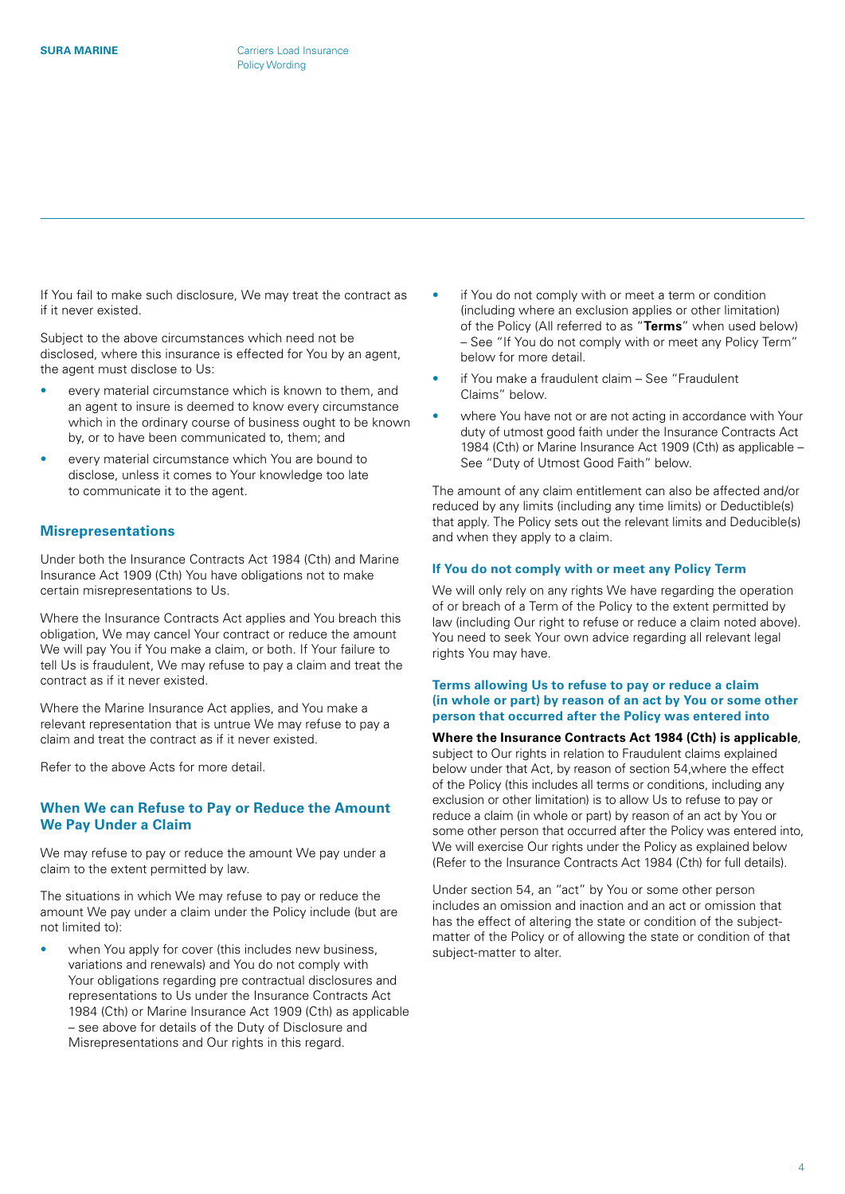If You fail to make such disclosure, We may treat the contract as if it never existed.

Subject to the above circumstances which need not be disclosed, where this insurance is effected for You by an agent, the agent must disclose to Us:

- every material circumstance which is known to them, and an agent to insure is deemed to know every circumstance which in the ordinary course of business ought to be known by, or to have been communicated to, them; and
- every material circumstance which You are bound to disclose, unless it comes to Your knowledge too late to communicate it to the agent.

### Misrepresentations

Under both the Insurance Contracts Act 1984 (Cth) and Marine Insurance Act 1909 (Cth) You have obligations not to make certain misrepresentations to Us.

Where the Insurance Contracts Act applies and You breach this obligation, We may cancel Your contract or reduce the amount We will pay You if You make a claim, or both. If Your failure to tell Us is fraudulent, We may refuse to pay a claim and treat the contract as if it never existed.

Where the Marine Insurance Act applies, and You make a relevant representation that is untrue We may refuse to pay a claim and treat the contract as if it never existed.

Refer to the above Acts for more detail.

### When We can Refuse to Pay or Reduce the Amount We Pay Under a Claim

We may refuse to pay or reduce the amount We pay under a claim to the extent permitted by law.

The situations in which We may refuse to pay or reduce the amount We pay under a claim under the Policy include (but are not limited to):

- when You apply for cover (this includes new business, variations and renewals) and You do not comply with Your obligations regarding pre contractual disclosures and representations to Us under the Insurance Contracts Act 1984 (Cth) or Marine Insurance Act 1909 (Cth) as applicable – see above for details of the Duty of Disclosure and Misrepresentations and Our rights in this regard.
- if You do not comply with or meet a term or condition (including where an exclusion applies or other limitation) of the Policy (All referred to as "**Terms**" when used below) – See "If You do not comply with or meet any Policy Term" below for more detail.
- if You make a fraudulent claim – See "Fraudulent Claims" below.
- where You have not or are not acting in accordance with Your duty of utmost good faith under the Insurance Contracts Act 1984 (Cth) or Marine Insurance Act 1909 (Cth) as applicable – See "Duty of Utmost Good Faith" below.

The amount of any claim entitlement can also be affected and/or reduced by any limits (including any time limits) or Deductible(s) that apply. The Policy sets out the relevant limits and Deducible(s) and when they apply to a claim.

#### If You do not comply with or meet any Policy Term

We will only rely on any rights We have regarding the operation of or breach of a Term of the Policy to the extent permitted by law (including Our right to refuse or reduce a claim noted above). You need to seek Your own advice regarding all relevant legal rights You may have.

#### Terms allowing Us to refuse to pay or reduce a claim (in whole or part) by reason of an act by You or some other person that occurred after the Policy was entered into

**Where the Insurance Contracts Act 1984 (Cth) is applicable**, subject to Our rights in relation to Fraudulent claims explained below under that Act, by reason of section 54,where the effect of the Policy (this includes all terms or conditions, including any exclusion or other limitation) is to allow Us to refuse to pay or reduce a claim (in whole or part) by reason of an act by You or some other person that occurred after the Policy was entered into, We will exercise Our rights under the Policy as explained below (Refer to the Insurance Contracts Act 1984 (Cth) for full details).

Under section 54, an "act" by You or some other person includes an omission and inaction and an act or omission that has the effect of altering the state or condition of the subject-matter of the Policy or of allowing the state or condition of that subject-matter to alter.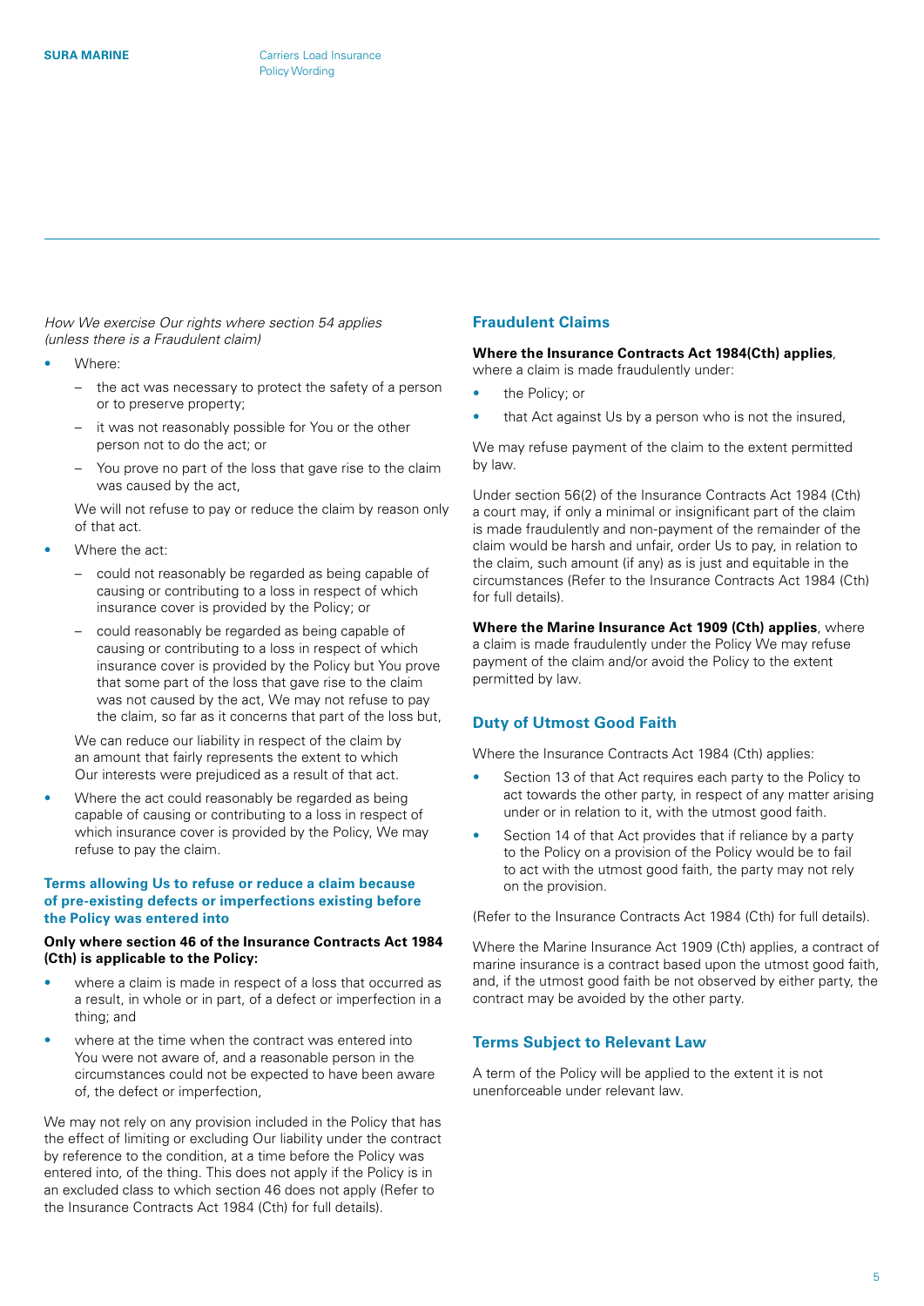*How We exercise Our rights where section 54 applies (unless there is a Fraudulent claim)*

- Where:
  - the act was necessary to protect the safety of a person or to preserve property;
  - it was not reasonably possible for You or the other person not to do the act; or
  - You prove no part of the loss that gave rise to the claim was caused by the act,

  We will not refuse to pay or reduce the claim by reason only of that act.
- Where the act:
  - could not reasonably be regarded as being capable of causing or contributing to a loss in respect of which insurance cover is provided by the Policy; or
  - could reasonably be regarded as being capable of causing or contributing to a loss in respect of which insurance cover is provided by the Policy but You prove that some part of the loss that gave rise to the claim was not caused by the act, We may not refuse to pay the claim, so far as it concerns that part of the loss but,

  We can reduce our liability in respect of the claim by an amount that fairly represents the extent to which Our interests were prejudiced as a result of that act.
- Where the act could reasonably be regarded as being capable of causing or contributing to a loss in respect of which insurance cover is provided by the Policy, We may refuse to pay the claim.

### Terms allowing Us to refuse or reduce a claim because of pre-existing defects or imperfections existing before the Policy was entered into

**Only where section 46 of the Insurance Contracts Act 1984 (Cth) is applicable to the Policy:**

- where a claim is made in respect of a loss that occurred as a result, in whole or in part, of a defect or imperfection in a thing; and
- where at the time when the contract was entered into You were not aware of, and a reasonable person in the circumstances could not be expected to have been aware of, the defect or imperfection,

We may not rely on any provision included in the Policy that has the effect of limiting or excluding Our liability under the contract by reference to the condition, at a time before the Policy was entered into, of the thing. This does not apply if the Policy is in an excluded class to which section 46 does not apply (Refer to the Insurance Contracts Act 1984 (Cth) for full details).

## Fraudulent Claims

**Where the Insurance Contracts Act 1984(Cth) applies**, where a claim is made fraudulently under:

- the Policy; or
- that Act against Us by a person who is not the insured,

We may refuse payment of the claim to the extent permitted by law.

Under section 56(2) of the Insurance Contracts Act 1984 (Cth) a court may, if only a minimal or insignificant part of the claim is made fraudulently and non-payment of the remainder of the claim would be harsh and unfair, order Us to pay, in relation to the claim, such amount (if any) as is just and equitable in the circumstances (Refer to the Insurance Contracts Act 1984 (Cth) for full details).

**Where the Marine Insurance Act 1909 (Cth) applies**, where a claim is made fraudulently under the Policy We may refuse payment of the claim and/or avoid the Policy to the extent permitted by law.

## Duty of Utmost Good Faith

Where the Insurance Contracts Act 1984 (Cth) applies:

- Section 13 of that Act requires each party to the Policy to act towards the other party, in respect of any matter arising under or in relation to it, with the utmost good faith.
- Section 14 of that Act provides that if reliance by a party to the Policy on a provision of the Policy would be to fail to act with the utmost good faith, the party may not rely on the provision.

(Refer to the Insurance Contracts Act 1984 (Cth) for full details).

Where the Marine Insurance Act 1909 (Cth) applies, a contract of marine insurance is a contract based upon the utmost good faith, and, if the utmost good faith be not observed by either party, the contract may be avoided by the other party.

## Terms Subject to Relevant Law

A term of the Policy will be applied to the extent it is not unenforceable under relevant law.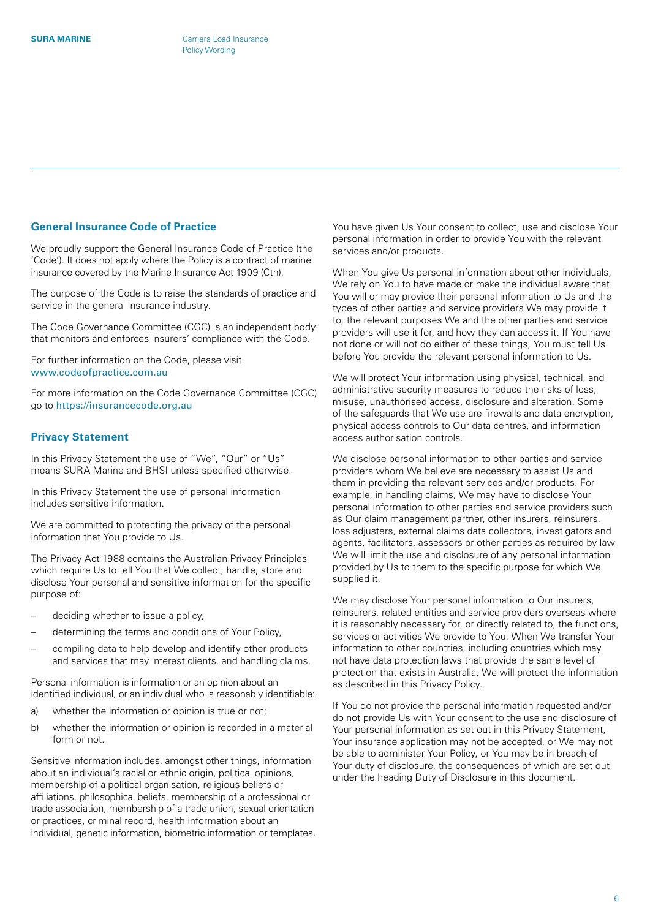## General Insurance Code of Practice

We proudly support the General Insurance Code of Practice (the 'Code'). It does not apply where the Policy is a contract of marine insurance covered by the Marine Insurance Act 1909 (Cth).

The purpose of the Code is to raise the standards of practice and service in the general insurance industry.

The Code Governance Committee (CGC) is an independent body that monitors and enforces insurers' compliance with the Code.

For further information on the Code, please visit www.codeofpractice.com.au

For more information on the Code Governance Committee (CGC) go to https://insurancecode.org.au

## Privacy Statement

In this Privacy Statement the use of "We", "Our" or "Us" means SURA Marine and BHSI unless specified otherwise.

In this Privacy Statement the use of personal information includes sensitive information.

We are committed to protecting the privacy of the personal information that You provide to Us.

The Privacy Act 1988 contains the Australian Privacy Principles which require Us to tell You that We collect, handle, store and disclose Your personal and sensitive information for the specific purpose of:

- deciding whether to issue a policy,
- determining the terms and conditions of Your Policy,
- compiling data to help develop and identify other products and services that may interest clients, and handling claims.

Personal information is information or an opinion about an identified individual, or an individual who is reasonably identifiable:

a) whether the information or opinion is true or not;
b) whether the information or opinion is recorded in a material form or not.

Sensitive information includes, amongst other things, information about an individual's racial or ethnic origin, political opinions, membership of a political organisation, religious beliefs or affiliations, philosophical beliefs, membership of a professional or trade association, membership of a trade union, sexual orientation or practices, criminal record, health information about an individual, genetic information, biometric information or templates.

You have given Us Your consent to collect, use and disclose Your personal information in order to provide You with the relevant services and/or products.

When You give Us personal information about other individuals, We rely on You to have made or make the individual aware that You will or may provide their personal information to Us and the types of other parties and service providers We may provide it to, the relevant purposes We and the other parties and service providers will use it for, and how they can access it. If You have not done or will not do either of these things, You must tell Us before You provide the relevant personal information to Us.

We will protect Your information using physical, technical, and administrative security measures to reduce the risks of loss, misuse, unauthorised access, disclosure and alteration. Some of the safeguards that We use are firewalls and data encryption, physical access controls to Our data centres, and information access authorisation controls.

We disclose personal information to other parties and service providers whom We believe are necessary to assist Us and them in providing the relevant services and/or products. For example, in handling claims, We may have to disclose Your personal information to other parties and service providers such as Our claim management partner, other insurers, reinsurers, loss adjusters, external claims data collectors, investigators and agents, facilitators, assessors or other parties as required by law. We will limit the use and disclosure of any personal information provided by Us to them to the specific purpose for which We supplied it.

We may disclose Your personal information to Our insurers, reinsurers, related entities and service providers overseas where it is reasonably necessary for, or directly related to, the functions, services or activities We provide to You. When We transfer Your information to other countries, including countries which may not have data protection laws that provide the same level of protection that exists in Australia, We will protect the information as described in this Privacy Policy.

If You do not provide the personal information requested and/or do not provide Us with Your consent to the use and disclosure of Your personal information as set out in this Privacy Statement, Your insurance application may not be accepted, or We may not be able to administer Your Policy, or You may be in breach of Your duty of disclosure, the consequences of which are set out under the heading Duty of Disclosure in this document.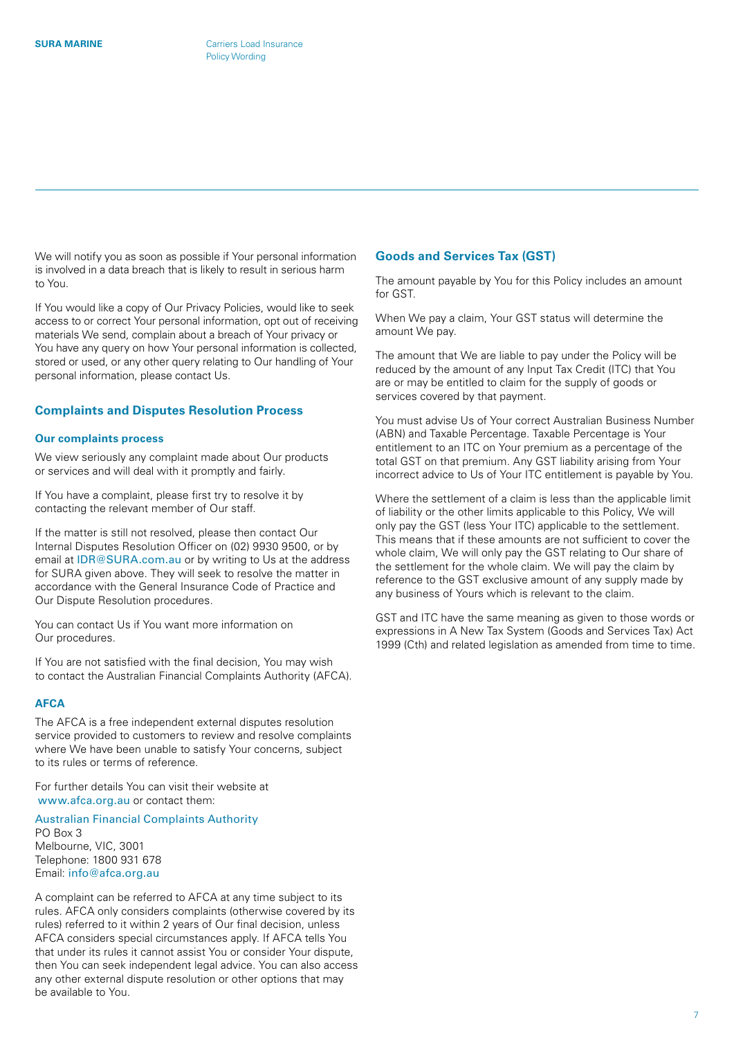We will notify you as soon as possible if Your personal information is involved in a data breach that is likely to result in serious harm to You.

If You would like a copy of Our Privacy Policies, would like to seek access to or correct Your personal information, opt out of receiving materials We send, complain about a breach of Your privacy or You have any query on how Your personal information is collected, stored or used, or any other query relating to Our handling of Your personal information, please contact Us.

## Complaints and Disputes Resolution Process

### Our complaints process

We view seriously any complaint made about Our products or services and will deal with it promptly and fairly.

If You have a complaint, please first try to resolve it by contacting the relevant member of Our staff.

If the matter is still not resolved, please then contact Our Internal Disputes Resolution Officer on (02) 9930 9500, or by email at IDR@SURA.com.au or by writing to Us at the address for SURA given above. They will seek to resolve the matter in accordance with the General Insurance Code of Practice and Our Dispute Resolution procedures.

You can contact Us if You want more information on Our procedures.

If You are not satisfied with the final decision, You may wish to contact the Australian Financial Complaints Authority (AFCA).

### AFCA

The AFCA is a free independent external disputes resolution service provided to customers to review and resolve complaints where We have been unable to satisfy Your concerns, subject to its rules or terms of reference.

For further details You can visit their website at www.afca.org.au or contact them:

Australian Financial Complaints Authority
PO Box 3
Melbourne, VIC, 3001
Telephone: 1800 931 678
Email: info@afca.org.au

A complaint can be referred to AFCA at any time subject to its rules. AFCA only considers complaints (otherwise covered by its rules) referred to it within 2 years of Our final decision, unless AFCA considers special circumstances apply. If AFCA tells You that under its rules it cannot assist You or consider Your dispute, then You can seek independent legal advice. You can also access any other external dispute resolution or other options that may be available to You.

## Goods and Services Tax (GST)

The amount payable by You for this Policy includes an amount for GST.

When We pay a claim, Your GST status will determine the amount We pay.

The amount that We are liable to pay under the Policy will be reduced by the amount of any Input Tax Credit (ITC) that You are or may be entitled to claim for the supply of goods or services covered by that payment.

You must advise Us of Your correct Australian Business Number (ABN) and Taxable Percentage. Taxable Percentage is Your entitlement to an ITC on Your premium as a percentage of the total GST on that premium. Any GST liability arising from Your incorrect advice to Us of Your ITC entitlement is payable by You.

Where the settlement of a claim is less than the applicable limit of liability or the other limits applicable to this Policy, We will only pay the GST (less Your ITC) applicable to the settlement. This means that if these amounts are not sufficient to cover the whole claim, We will only pay the GST relating to Our share of the settlement for the whole claim. We will pay the claim by reference to the GST exclusive amount of any supply made by any business of Yours which is relevant to the claim.

GST and ITC have the same meaning as given to those words or expressions in A New Tax System (Goods and Services Tax) Act 1999 (Cth) and related legislation as amended from time to time.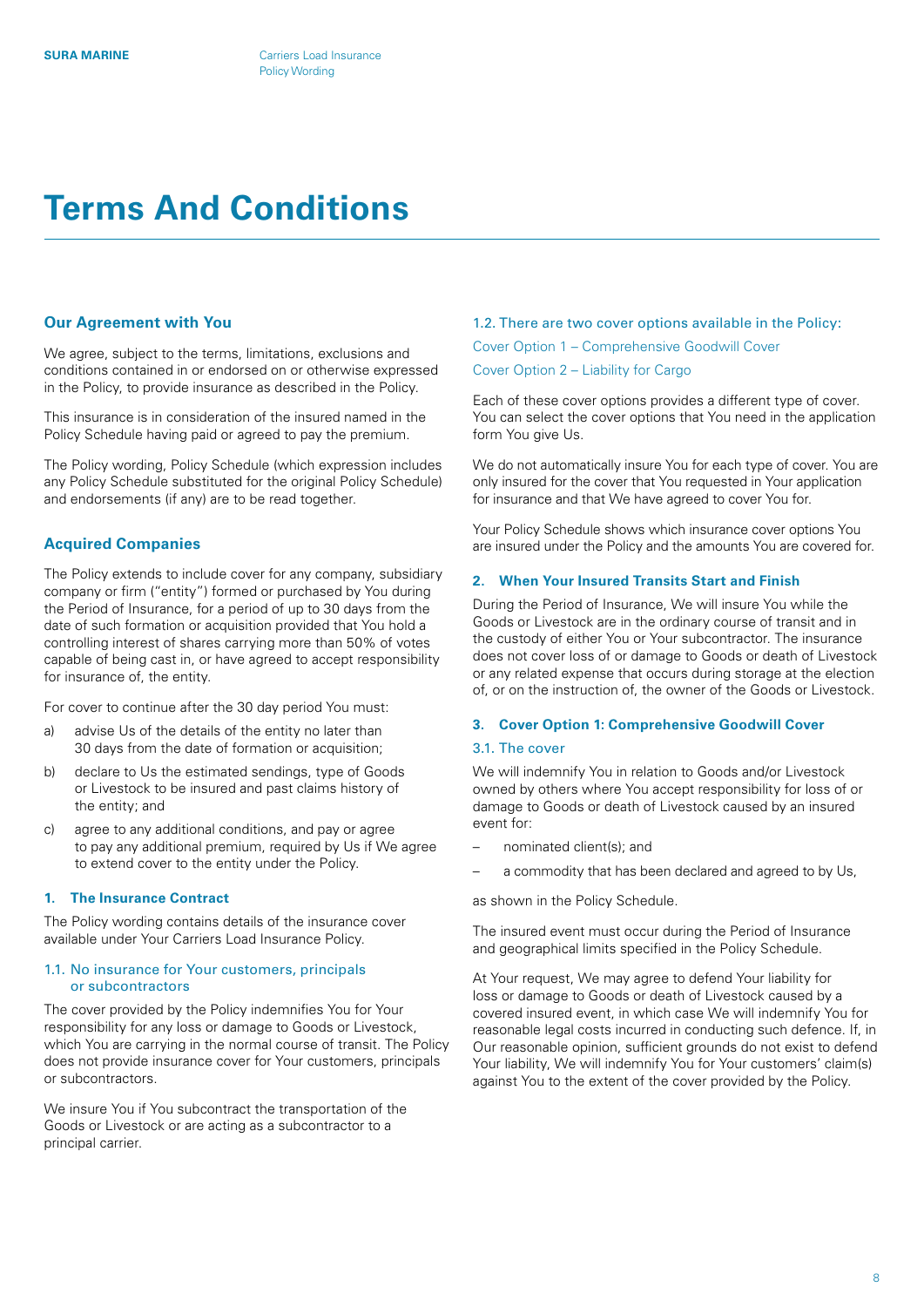# Terms And Conditions

## Our Agreement with You

We agree, subject to the terms, limitations, exclusions and conditions contained in or endorsed on or otherwise expressed in the Policy, to provide insurance as described in the Policy.

This insurance is in consideration of the insured named in the Policy Schedule having paid or agreed to pay the premium.

The Policy wording, Policy Schedule (which expression includes any Policy Schedule substituted for the original Policy Schedule) and endorsements (if any) are to be read together.

## Acquired Companies

The Policy extends to include cover for any company, subsidiary company or firm ("entity") formed or purchased by You during the Period of Insurance, for a period of up to 30 days from the date of such formation or acquisition provided that You hold a controlling interest of shares carrying more than 50% of votes capable of being cast in, or have agreed to accept responsibility for insurance of, the entity.

For cover to continue after the 30 day period You must:

a) advise Us of the details of the entity no later than 30 days from the date of formation or acquisition;

b) declare to Us the estimated sendings, type of Goods or Livestock to be insured and past claims history of the entity; and

c) agree to any additional conditions, and pay or agree to pay any additional premium, required by Us if We agree to extend cover to the entity under the Policy.

### 1. The Insurance Contract

The Policy wording contains details of the insurance cover available under Your Carriers Load Insurance Policy.

#### 1.1. No insurance for Your customers, principals or subcontractors

The cover provided by the Policy indemnifies You for Your responsibility for any loss or damage to Goods or Livestock, which You are carrying in the normal course of transit. The Policy does not provide insurance cover for Your customers, principals or subcontractors.

We insure You if You subcontract the transportation of the Goods or Livestock or are acting as a subcontractor to a principal carrier.

#### 1.2. There are two cover options available in the Policy:

Cover Option 1 – Comprehensive Goodwill Cover

Cover Option 2 – Liability for Cargo

Each of these cover options provides a different type of cover. You can select the cover options that You need in the application form You give Us.

We do not automatically insure You for each type of cover. You are only insured for the cover that You requested in Your application for insurance and that We have agreed to cover You for.

Your Policy Schedule shows which insurance cover options You are insured under the Policy and the amounts You are covered for.

### 2. When Your Insured Transits Start and Finish

During the Period of Insurance, We will insure You while the Goods or Livestock are in the ordinary course of transit and in the custody of either You or Your subcontractor. The insurance does not cover loss of or damage to Goods or death of Livestock or any related expense that occurs during storage at the election of, or on the instruction of, the owner of the Goods or Livestock.

### 3. Cover Option 1: Comprehensive Goodwill Cover

#### 3.1. The cover

We will indemnify You in relation to Goods and/or Livestock owned by others where You accept responsibility for loss of or damage to Goods or death of Livestock caused by an insured event for:

– nominated client(s); and

– a commodity that has been declared and agreed to by Us,

as shown in the Policy Schedule.

The insured event must occur during the Period of Insurance and geographical limits specified in the Policy Schedule.

At Your request, We may agree to defend Your liability for loss or damage to Goods or death of Livestock caused by a covered insured event, in which case We will indemnify You for reasonable legal costs incurred in conducting such defence. If, in Our reasonable opinion, sufficient grounds do not exist to defend Your liability, We will indemnify You for Your customers' claim(s) against You to the extent of the cover provided by the Policy.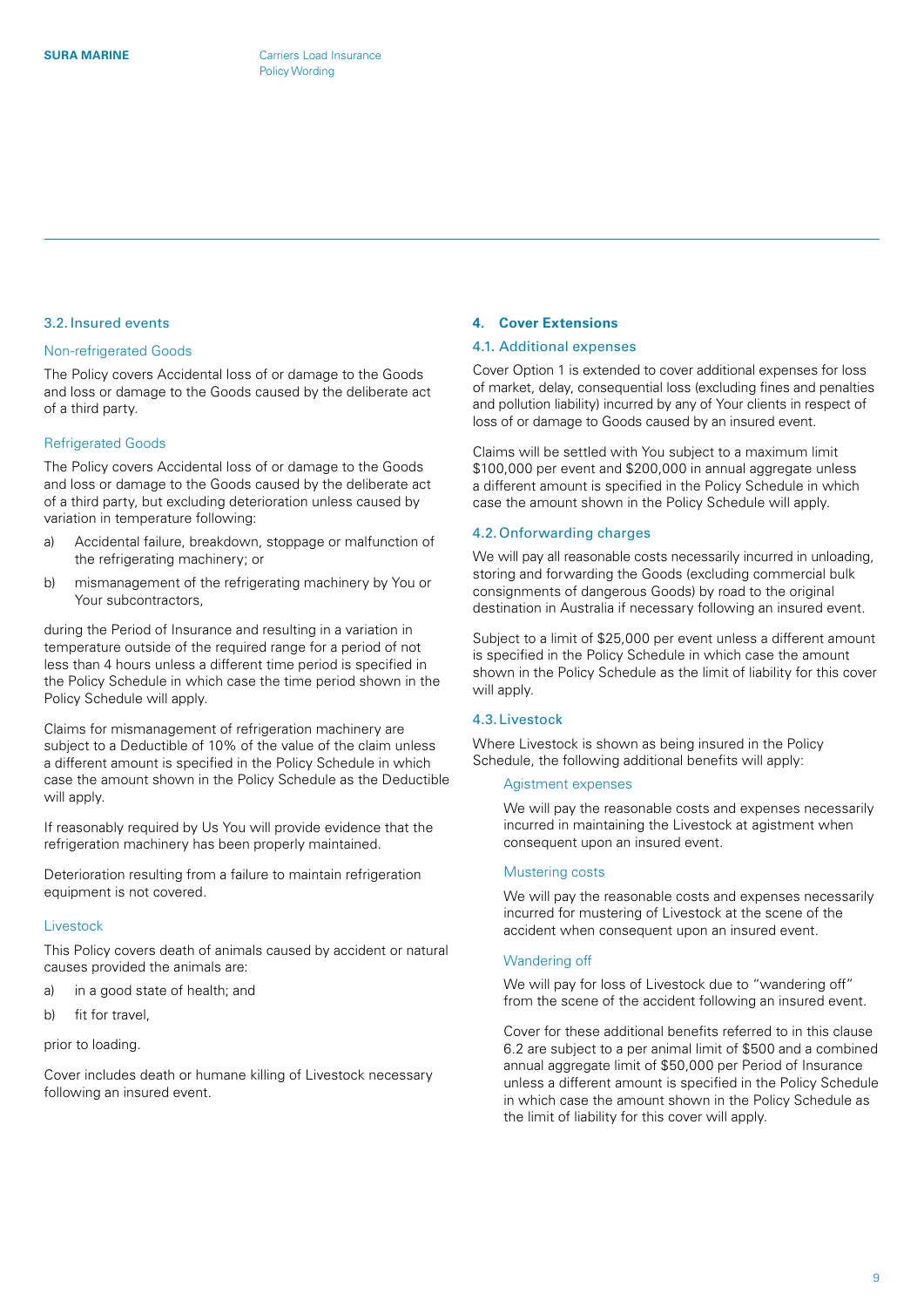### 3.2. Insured events

#### Non-refrigerated Goods

The Policy covers Accidental loss of or damage to the Goods and loss or damage to the Goods caused by the deliberate act of a third party.

#### Refrigerated Goods

The Policy covers Accidental loss of or damage to the Goods and loss or damage to the Goods caused by the deliberate act of a third party, but excluding deterioration unless caused by variation in temperature following:

a) Accidental failure, breakdown, stoppage or malfunction of the refrigerating machinery; or

b) mismanagement of the refrigerating machinery by You or Your subcontractors,

during the Period of Insurance and resulting in a variation in temperature outside of the required range for a period of not less than 4 hours unless a different time period is specified in the Policy Schedule in which case the time period shown in the Policy Schedule will apply.

Claims for mismanagement of refrigeration machinery are subject to a Deductible of 10% of the value of the claim unless a different amount is specified in the Policy Schedule in which case the amount shown in the Policy Schedule as the Deductible will apply.

If reasonably required by Us You will provide evidence that the refrigeration machinery has been properly maintained.

Deterioration resulting from a failure to maintain refrigeration equipment is not covered.

#### Livestock

This Policy covers death of animals caused by accident or natural causes provided the animals are:

a) in a good state of health; and

b) fit for travel,

prior to loading.

Cover includes death or humane killing of Livestock necessary following an insured event.

## 4. Cover Extensions

### 4.1. Additional expenses

Cover Option 1 is extended to cover additional expenses for loss of market, delay, consequential loss (excluding fines and penalties and pollution liability) incurred by any of Your clients in respect of loss of or damage to Goods caused by an insured event.

Claims will be settled with You subject to a maximum limit $100,000 per event and $200,000 in annual aggregate unless a different amount is specified in the Policy Schedule in which case the amount shown in the Policy Schedule will apply.

### 4.2. Onforwarding charges

We will pay all reasonable costs necessarily incurred in unloading, storing and forwarding the Goods (excluding commercial bulk consignments of dangerous Goods) by road to the original destination in Australia if necessary following an insured event.

Subject to a limit of $25,000 per event unless a different amount is specified in the Policy Schedule in which case the amount shown in the Policy Schedule as the limit of liability for this cover will apply.

### 4.3. Livestock

Where Livestock is shown as being insured in the Policy Schedule, the following additional benefits will apply:

#### Agistment expenses

We will pay the reasonable costs and expenses necessarily incurred in maintaining the Livestock at agistment when consequent upon an insured event.

#### Mustering costs

We will pay the reasonable costs and expenses necessarily incurred for mustering of Livestock at the scene of the accident when consequent upon an insured event.

#### Wandering off

We will pay for loss of Livestock due to "wandering off" from the scene of the accident following an insured event.

Cover for these additional benefits referred to in this clause 6.2 are subject to a per animal limit of $500 and a combined annual aggregate limit of $50,000 per Period of Insurance unless a different amount is specified in the Policy Schedule in which case the amount shown in the Policy Schedule as the limit of liability for this cover will apply.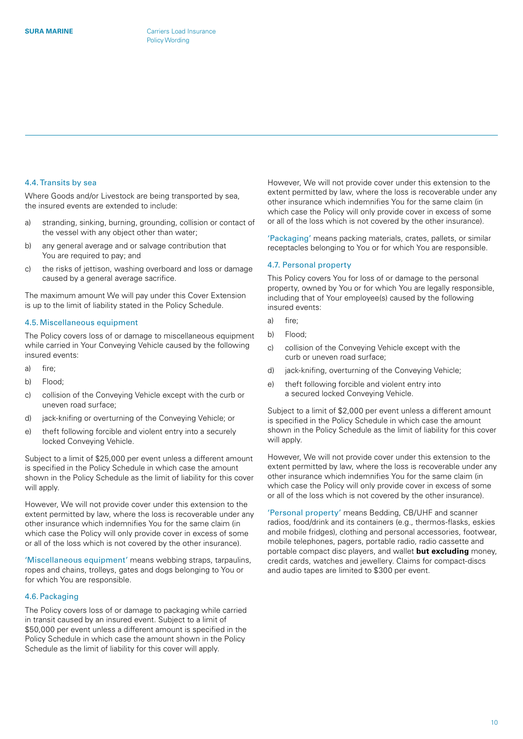### 4.4. Transits by sea

Where Goods and/or Livestock are being transported by sea, the insured events are extended to include:

a) stranding, sinking, burning, grounding, collision or contact of the vessel with any object other than water;

b) any general average and or salvage contribution that You are required to pay; and

c) the risks of jettison, washing overboard and loss or damage caused by a general average sacrifice.

The maximum amount We will pay under this Cover Extension is up to the limit of liability stated in the Policy Schedule.

### 4.5. Miscellaneous equipment

The Policy covers loss of or damage to miscellaneous equipment while carried in Your Conveying Vehicle caused by the following insured events:

a) fire;

b) Flood;

c) collision of the Conveying Vehicle except with the curb or uneven road surface;

d) jack-knifing or overturning of the Conveying Vehicle; or

e) theft following forcible and violent entry into a securely locked Conveying Vehicle.

Subject to a limit of $25,000 per event unless a different amount is specified in the Policy Schedule in which case the amount shown in the Policy Schedule as the limit of liability for this cover will apply.

However, We will not provide cover under this extension to the extent permitted by law, where the loss is recoverable under any other insurance which indemnifies You for the same claim (in which case the Policy will only provide cover in excess of some or all of the loss which is not covered by the other insurance).

'Miscellaneous equipment' means webbing straps, tarpaulins, ropes and chains, trolleys, gates and dogs belonging to You or for which You are responsible.

### 4.6. Packaging

The Policy covers loss of or damage to packaging while carried in transit caused by an insured event. Subject to a limit of $50,000 per event unless a different amount is specified in the Policy Schedule in which case the amount shown in the Policy Schedule as the limit of liability for this cover will apply.

However, We will not provide cover under this extension to the extent permitted by law, where the loss is recoverable under any other insurance which indemnifies You for the same claim (in which case the Policy will only provide cover in excess of some or all of the loss which is not covered by the other insurance).

'Packaging' means packing materials, crates, pallets, or similar receptacles belonging to You or for which You are responsible.

### 4.7. Personal property

This Policy covers You for loss of or damage to the personal property, owned by You or for which You are legally responsible, including that of Your employee(s) caused by the following insured events:

a) fire;

b) Flood;

c) collision of the Conveying Vehicle except with the curb or uneven road surface;

d) jack-knifing, overturning of the Conveying Vehicle;

e) theft following forcible and violent entry into a secured locked Conveying Vehicle.

Subject to a limit of $2,000 per event unless a different amount is specified in the Policy Schedule in which case the amount shown in the Policy Schedule as the limit of liability for this cover will apply.

However, We will not provide cover under this extension to the extent permitted by law, where the loss is recoverable under any other insurance which indemnifies You for the same claim (in which case the Policy will only provide cover in excess of some or all of the loss which is not covered by the other insurance).

'Personal property' means Bedding, CB/UHF and scanner radios, food/drink and its containers (e.g., thermos-flasks, eskies and mobile fridges), clothing and personal accessories, footwear, mobile telephones, pagers, portable radio, radio cassette and portable compact disc players, and wallet **but excluding** money, credit cards, watches and jewellery. Claims for compact-discs and audio tapes are limited to $300 per event.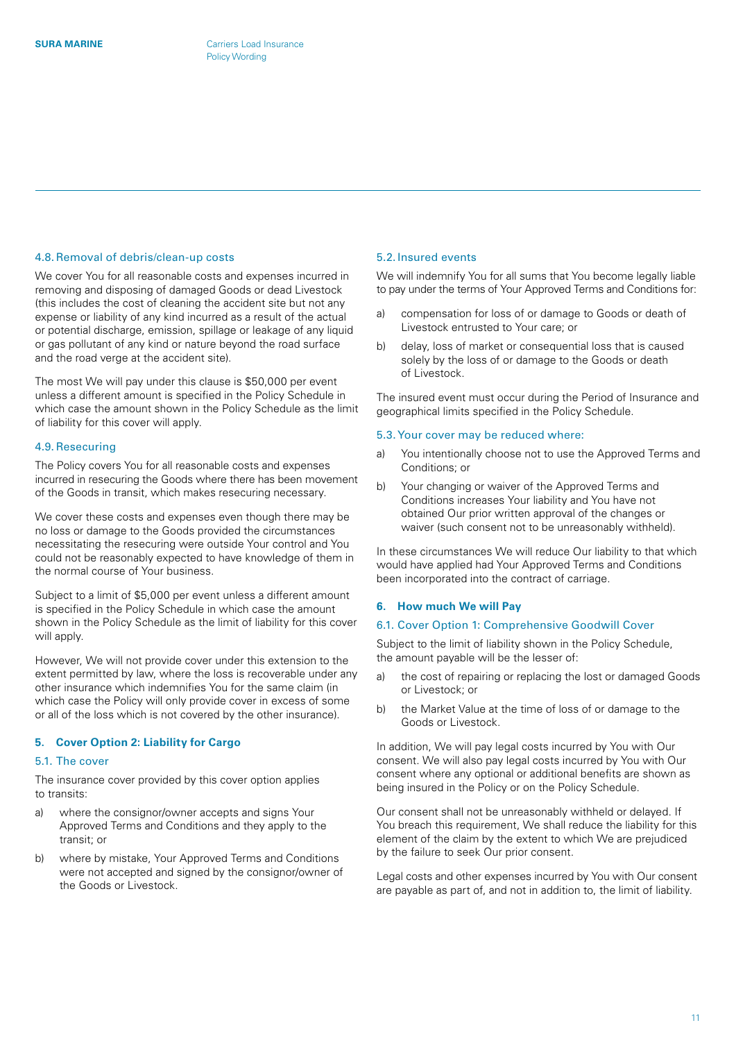### 4.8. Removal of debris/clean-up costs

We cover You for all reasonable costs and expenses incurred in removing and disposing of damaged Goods or dead Livestock (this includes the cost of cleaning the accident site but not any expense or liability of any kind incurred as a result of the actual or potential discharge, emission, spillage or leakage of any liquid or gas pollutant of any kind or nature beyond the road surface and the road verge at the accident site).

The most We will pay under this clause is $50,000 per event unless a different amount is specified in the Policy Schedule in which case the amount shown in the Policy Schedule as the limit of liability for this cover will apply.

### 4.9. Resecuring

The Policy covers You for all reasonable costs and expenses incurred in resecuring the Goods where there has been movement of the Goods in transit, which makes resecuring necessary.

We cover these costs and expenses even though there may be no loss or damage to the Goods provided the circumstances necessitating the resecuring were outside Your control and You could not be reasonably expected to have knowledge of them in the normal course of Your business.

Subject to a limit of $5,000 per event unless a different amount is specified in the Policy Schedule in which case the amount shown in the Policy Schedule as the limit of liability for this cover will apply.

However, We will not provide cover under this extension to the extent permitted by law, where the loss is recoverable under any other insurance which indemnifies You for the same claim (in which case the Policy will only provide cover in excess of some or all of the loss which is not covered by the other insurance).

## 5. Cover Option 2: Liability for Cargo

### 5.1. The cover

The insurance cover provided by this cover option applies to transits:

a) where the consignor/owner accepts and signs Your Approved Terms and Conditions and they apply to the transit; or

b) where by mistake, Your Approved Terms and Conditions were not accepted and signed by the consignor/owner of the Goods or Livestock.

### 5.2. Insured events

We will indemnify You for all sums that You become legally liable to pay under the terms of Your Approved Terms and Conditions for:

a) compensation for loss of or damage to Goods or death of Livestock entrusted to Your care; or

b) delay, loss of market or consequential loss that is caused solely by the loss of or damage to the Goods or death of Livestock.

The insured event must occur during the Period of Insurance and geographical limits specified in the Policy Schedule.

### 5.3. Your cover may be reduced where:

a) You intentionally choose not to use the Approved Terms and Conditions; or

b) Your changing or waiver of the Approved Terms and Conditions increases Your liability and You have not obtained Our prior written approval of the changes or waiver (such consent not to be unreasonably withheld).

In these circumstances We will reduce Our liability to that which would have applied had Your Approved Terms and Conditions been incorporated into the contract of carriage.

## 6. How much We will Pay

### 6.1. Cover Option 1: Comprehensive Goodwill Cover

Subject to the limit of liability shown in the Policy Schedule, the amount payable will be the lesser of:

a) the cost of repairing or replacing the lost or damaged Goods or Livestock; or

b) the Market Value at the time of loss of or damage to the Goods or Livestock.

In addition, We will pay legal costs incurred by You with Our consent. We will also pay legal costs incurred by You with Our consent where any optional or additional benefits are shown as being insured in the Policy or on the Policy Schedule.

Our consent shall not be unreasonably withheld or delayed. If You breach this requirement, We shall reduce the liability for this element of the claim by the extent to which We are prejudiced by the failure to seek Our prior consent.

Legal costs and other expenses incurred by You with Our consent are payable as part of, and not in addition to, the limit of liability.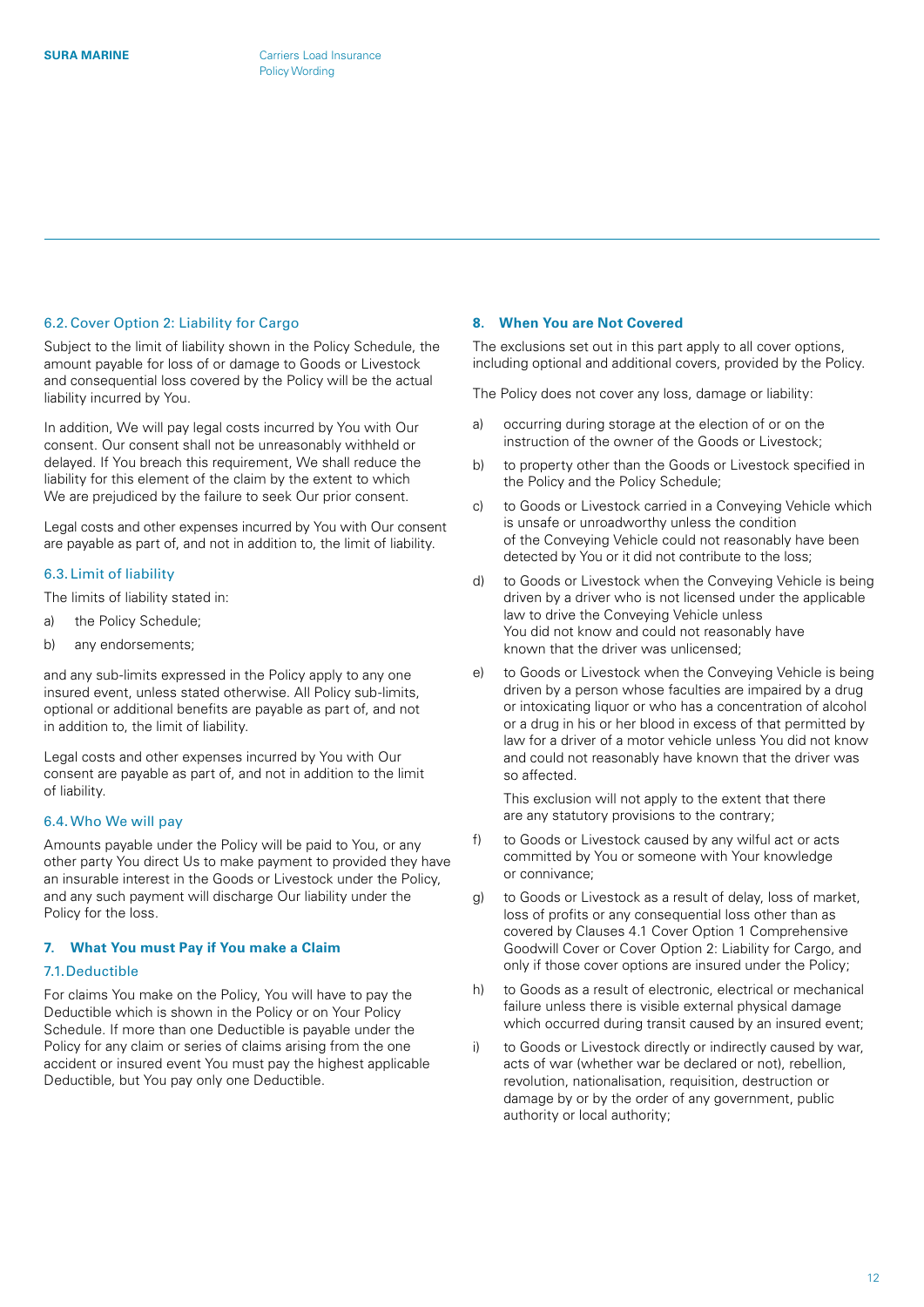### 6.2. Cover Option 2: Liability for Cargo

Subject to the limit of liability shown in the Policy Schedule, the amount payable for loss of or damage to Goods or Livestock and consequential loss covered by the Policy will be the actual liability incurred by You.

In addition, We will pay legal costs incurred by You with Our consent. Our consent shall not be unreasonably withheld or delayed. If You breach this requirement, We shall reduce the liability for this element of the claim by the extent to which We are prejudiced by the failure to seek Our prior consent.

Legal costs and other expenses incurred by You with Our consent are payable as part of, and not in addition to, the limit of liability.

### 6.3. Limit of liability

The limits of liability stated in:

a) the Policy Schedule;

b) any endorsements;

and any sub-limits expressed in the Policy apply to any one insured event, unless stated otherwise. All Policy sub-limits, optional or additional benefits are payable as part of, and not in addition to, the limit of liability.

Legal costs and other expenses incurred by You with Our consent are payable as part of, and not in addition to the limit of liability.

### 6.4. Who We will pay

Amounts payable under the Policy will be paid to You, or any other party You direct Us to make payment to provided they have an insurable interest in the Goods or Livestock under the Policy, and any such payment will discharge Our liability under the Policy for the loss.

## 7. What You must Pay if You make a Claim

### 7.1. Deductible

For claims You make on the Policy, You will have to pay the Deductible which is shown in the Policy or on Your Policy Schedule. If more than one Deductible is payable under the Policy for any claim or series of claims arising from the one accident or insured event You must pay the highest applicable Deductible, but You pay only one Deductible.

## 8. When You are Not Covered

The exclusions set out in this part apply to all cover options, including optional and additional covers, provided by the Policy.

The Policy does not cover any loss, damage or liability:

a) occurring during storage at the election of or on the instruction of the owner of the Goods or Livestock;

b) to property other than the Goods or Livestock specified in the Policy and the Policy Schedule;

c) to Goods or Livestock carried in a Conveying Vehicle which is unsafe or unroadworthy unless the condition of the Conveying Vehicle could not reasonably have been detected by You or it did not contribute to the loss;

d) to Goods or Livestock when the Conveying Vehicle is being driven by a driver who is not licensed under the applicable law to drive the Conveying Vehicle unless You did not know and could not reasonably have known that the driver was unlicensed;

e) to Goods or Livestock when the Conveying Vehicle is being driven by a person whose faculties are impaired by a drug or intoxicating liquor or who has a concentration of alcohol or a drug in his or her blood in excess of that permitted by law for a driver of a motor vehicle unless You did not know and could not reasonably have known that the driver was so affected.

   This exclusion will not apply to the extent that there are any statutory provisions to the contrary;

f) to Goods or Livestock caused by any wilful act or acts committed by You or someone with Your knowledge or connivance;

g) to Goods or Livestock as a result of delay, loss of market, loss of profits or any consequential loss other than as covered by Clauses 4.1 Cover Option 1 Comprehensive Goodwill Cover or Cover Option 2: Liability for Cargo, and only if those cover options are insured under the Policy;

h) to Goods as a result of electronic, electrical or mechanical failure unless there is visible external physical damage which occurred during transit caused by an insured event;

i) to Goods or Livestock directly or indirectly caused by war, acts of war (whether war be declared or not), rebellion, revolution, nationalisation, requisition, destruction or damage by or by the order of any government, public authority or local authority;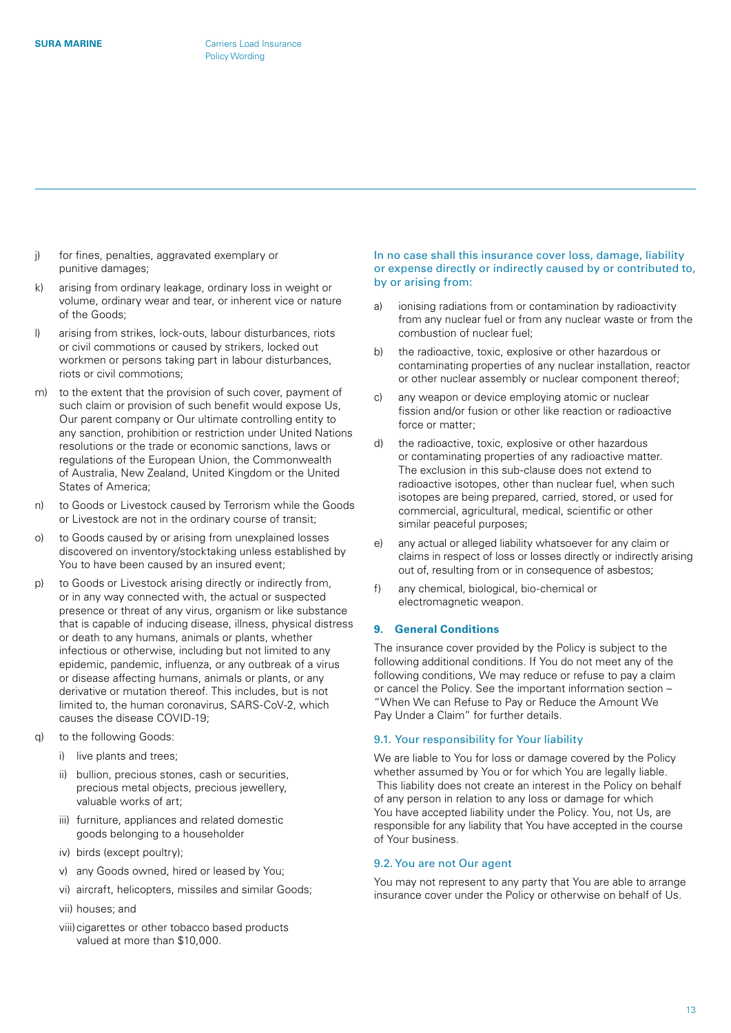j) for fines, penalties, aggravated exemplary or punitive damages;

k) arising from ordinary leakage, ordinary loss in weight or volume, ordinary wear and tear, or inherent vice or nature of the Goods;

l) arising from strikes, lock-outs, labour disturbances, riots or civil commotions or caused by strikers, locked out workmen or persons taking part in labour disturbances, riots or civil commotions;

m) to the extent that the provision of such cover, payment of such claim or provision of such benefit would expose Us, Our parent company or Our ultimate controlling entity to any sanction, prohibition or restriction under United Nations resolutions or the trade or economic sanctions, laws or regulations of the European Union, the Commonwealth of Australia, New Zealand, United Kingdom or the United States of America;

n) to Goods or Livestock caused by Terrorism while the Goods or Livestock are not in the ordinary course of transit;

o) to Goods caused by or arising from unexplained losses discovered on inventory/stocktaking unless established by You to have been caused by an insured event;

p) to Goods or Livestock arising directly or indirectly from, or in any way connected with, the actual or suspected presence or threat of any virus, organism or like substance that is capable of inducing disease, illness, physical distress or death to any humans, animals or plants, whether infectious or otherwise, including but not limited to any epidemic, pandemic, influenza, or any outbreak of a virus or disease affecting humans, animals or plants, or any derivative or mutation thereof. This includes, but is not limited to, the human coronavirus, SARS-CoV-2, which causes the disease COVID-19;

q) to the following Goods:
   i) live plants and trees;
   ii) bullion, precious stones, cash or securities, precious metal objects, precious jewellery, valuable works of art;
   iii) furniture, appliances and related domestic goods belonging to a householder
   iv) birds (except poultry);
   v) any Goods owned, hired or leased by You;
   vi) aircraft, helicopters, missiles and similar Goods;
   vii) houses; and
   viii) cigarettes or other tobacco based products valued at more than $10,000.

In no case shall this insurance cover loss, damage, liability or expense directly or indirectly caused by or contributed to, by or arising from:

a) ionising radiations from or contamination by radioactivity from any nuclear fuel or from any nuclear waste or from the combustion of nuclear fuel;

b) the radioactive, toxic, explosive or other hazardous or contaminating properties of any nuclear installation, reactor or other nuclear assembly or nuclear component thereof;

c) any weapon or device employing atomic or nuclear fission and/or fusion or other like reaction or radioactive force or matter;

d) the radioactive, toxic, explosive or other hazardous or contaminating properties of any radioactive matter. The exclusion in this sub-clause does not extend to radioactive isotopes, other than nuclear fuel, when such isotopes are being prepared, carried, stored, or used for commercial, agricultural, medical, scientific or other similar peaceful purposes;

e) any actual or alleged liability whatsoever for any claim or claims in respect of loss or losses directly or indirectly arising out of, resulting from or in consequence of asbestos;

f) any chemical, biological, bio-chemical or electromagnetic weapon.

## 9. General Conditions

The insurance cover provided by the Policy is subject to the following additional conditions. If You do not meet any of the following conditions, We may reduce or refuse to pay a claim or cancel the Policy. See the important information section – "When We can Refuse to Pay or Reduce the Amount We Pay Under a Claim" for further details.

### 9.1. Your responsibility for Your liability

We are liable to You for loss or damage covered by the Policy whether assumed by You or for which You are legally liable. This liability does not create an interest in the Policy on behalf of any person in relation to any loss or damage for which You have accepted liability under the Policy. You, not Us, are responsible for any liability that You have accepted in the course of Your business.

### 9.2. You are not Our agent

You may not represent to any party that You are able to arrange insurance cover under the Policy or otherwise on behalf of Us.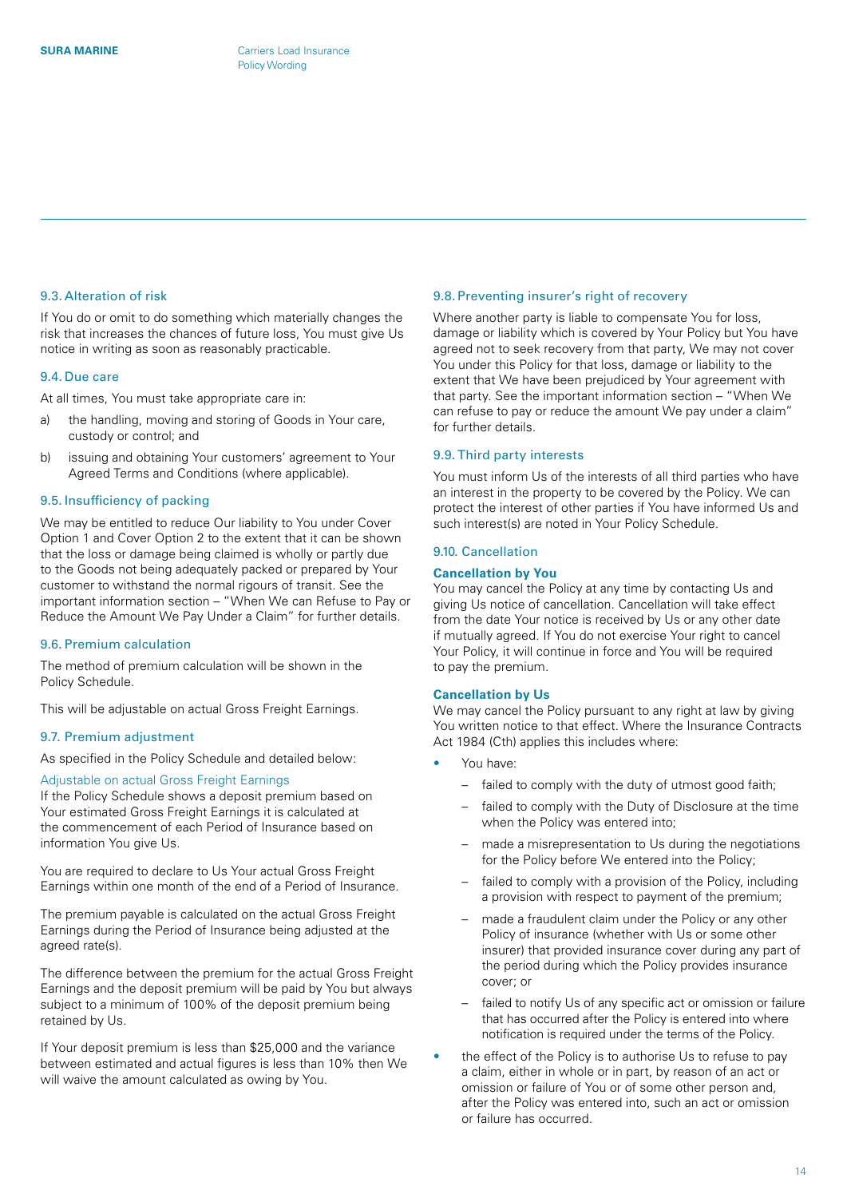### 9.3. Alteration of risk

If You do or omit to do something which materially changes the risk that increases the chances of future loss, You must give Us notice in writing as soon as reasonably practicable.

### 9.4. Due care

At all times, You must take appropriate care in:

a) the handling, moving and storing of Goods in Your care, custody or control; and

b) issuing and obtaining Your customers' agreement to Your Agreed Terms and Conditions (where applicable).

### 9.5. Insufficiency of packing

We may be entitled to reduce Our liability to You under Cover Option 1 and Cover Option 2 to the extent that it can be shown that the loss or damage being claimed is wholly or partly due to the Goods not being adequately packed or prepared by Your customer to withstand the normal rigours of transit. See the important information section – "When We can Refuse to Pay or Reduce the Amount We Pay Under a Claim" for further details.

### 9.6. Premium calculation

The method of premium calculation will be shown in the Policy Schedule.

This will be adjustable on actual Gross Freight Earnings.

### 9.7. Premium adjustment

As specified in the Policy Schedule and detailed below:

#### Adjustable on actual Gross Freight Earnings

If the Policy Schedule shows a deposit premium based on Your estimated Gross Freight Earnings it is calculated at the commencement of each Period of Insurance based on information You give Us.

You are required to declare to Us Your actual Gross Freight Earnings within one month of the end of a Period of Insurance.

The premium payable is calculated on the actual Gross Freight Earnings during the Period of Insurance being adjusted at the agreed rate(s).

The difference between the premium for the actual Gross Freight Earnings and the deposit premium will be paid by You but always subject to a minimum of 100% of the deposit premium being retained by Us.

If Your deposit premium is less than $25,000 and the variance between estimated and actual figures is less than 10% then We will waive the amount calculated as owing by You.

### 9.8. Preventing insurer's right of recovery

Where another party is liable to compensate You for loss, damage or liability which is covered by Your Policy but You have agreed not to seek recovery from that party, We may not cover You under this Policy for that loss, damage or liability to the extent that We have been prejudiced by Your agreement with that party. See the important information section – "When We can refuse to pay or reduce the amount We pay under a claim" for further details.

### 9.9. Third party interests

You must inform Us of the interests of all third parties who have an interest in the property to be covered by the Policy. We can protect the interest of other parties if You have informed Us and such interest(s) are noted in Your Policy Schedule.

### 9.10. Cancellation

**Cancellation by You**

You may cancel the Policy at any time by contacting Us and giving Us notice of cancellation. Cancellation will take effect from the date Your notice is received by Us or any other date if mutually agreed. If You do not exercise Your right to cancel Your Policy, it will continue in force and You will be required to pay the premium.

**Cancellation by Us**

We may cancel the Policy pursuant to any right at law by giving You written notice to that effect. Where the Insurance Contracts Act 1984 (Cth) applies this includes where:

- You have:
  - failed to comply with the duty of utmost good faith;
  - failed to comply with the Duty of Disclosure at the time when the Policy was entered into;
  - made a misrepresentation to Us during the negotiations for the Policy before We entered into the Policy;
  - failed to comply with a provision of the Policy, including a provision with respect to payment of the premium;
  - made a fraudulent claim under the Policy or any other Policy of insurance (whether with Us or some other insurer) that provided insurance cover during any part of the period during which the Policy provides insurance cover; or
  - failed to notify Us of any specific act or omission or failure that has occurred after the Policy is entered into where notification is required under the terms of the Policy.
- the effect of the Policy is to authorise Us to refuse to pay a claim, either in whole or in part, by reason of an act or omission or failure of You or of some other person and, after the Policy was entered into, such an act or omission or failure has occurred.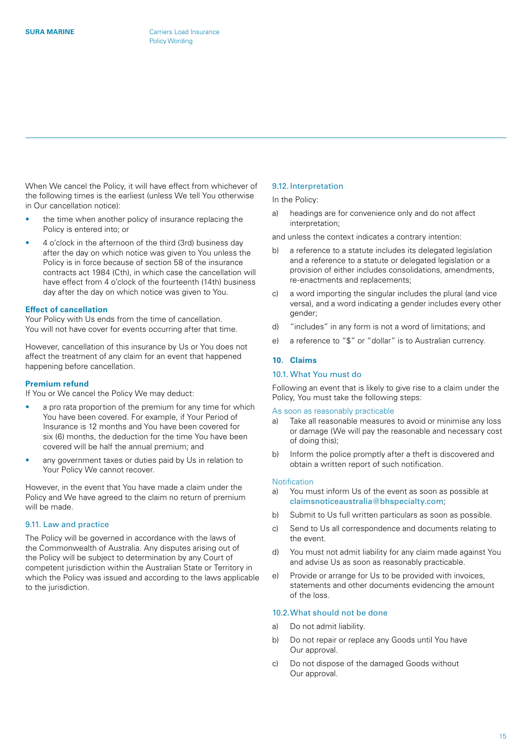When We cancel the Policy, it will have effect from whichever of the following times is the earliest (unless We tell You otherwise in Our cancellation notice):

- the time when another policy of insurance replacing the Policy is entered into; or
- 4 o'clock in the afternoon of the third (3rd) business day after the day on which notice was given to You unless the Policy is in force because of section 58 of the insurance contracts act 1984 (Cth), in which case the cancellation will have effect from 4 o'clock of the fourteenth (14th) business day after the day on which notice was given to You.

**Effect of cancellation**

Your Policy with Us ends from the time of cancellation. You will not have cover for events occurring after that time.

However, cancellation of this insurance by Us or You does not affect the treatment of any claim for an event that happened happening before cancellation.

**Premium refund**

If You or We cancel the Policy We may deduct:

- a pro rata proportion of the premium for any time for which You have been covered. For example, if Your Period of Insurance is 12 months and You have been covered for six (6) months, the deduction for the time You have been covered will be half the annual premium; and
- any government taxes or duties paid by Us in relation to Your Policy We cannot recover.

However, in the event that You have made a claim under the Policy and We have agreed to the claim no return of premium will be made.

### 9.11. Law and practice

The Policy will be governed in accordance with the laws of the Commonwealth of Australia. Any disputes arising out of the Policy will be subject to determination by any Court of competent jurisdiction within the Australian State or Territory in which the Policy was issued and according to the laws applicable to the jurisdiction.

### 9.12. Interpretation

In the Policy:

a) headings are for convenience only and do not affect interpretation;

and unless the context indicates a contrary intention:

b) a reference to a statute includes its delegated legislation and a reference to a statute or delegated legislation or a provision of either includes consolidations, amendments, re-enactments and replacements;

c) a word importing the singular includes the plural (and vice versa), and a word indicating a gender includes every other gender;

d) "includes" in any form is not a word of limitations; and

e) a reference to "$" or "dollar" is to Australian currency.

## 10. Claims

### 10.1. What You must do

Following an event that is likely to give rise to a claim under the Policy, You must take the following steps:

#### As soon as reasonably practicable

a) Take all reasonable measures to avoid or minimise any loss or damage (We will pay the reasonable and necessary cost of doing this);

b) Inform the police promptly after a theft is discovered and obtain a written report of such notification.

#### Notification

a) You must inform Us of the event as soon as possible at claimsnoticeaustralia@bhspecialty.com;

b) Submit to Us full written particulars as soon as possible.

c) Send to Us all correspondence and documents relating to the event.

d) You must not admit liability for any claim made against You and advise Us as soon as reasonably practicable.

e) Provide or arrange for Us to be provided with invoices, statements and other documents evidencing the amount of the loss.

### 10.2. What should not be done

a) Do not admit liability.

b) Do not repair or replace any Goods until You have Our approval.

c) Do not dispose of the damaged Goods without Our approval.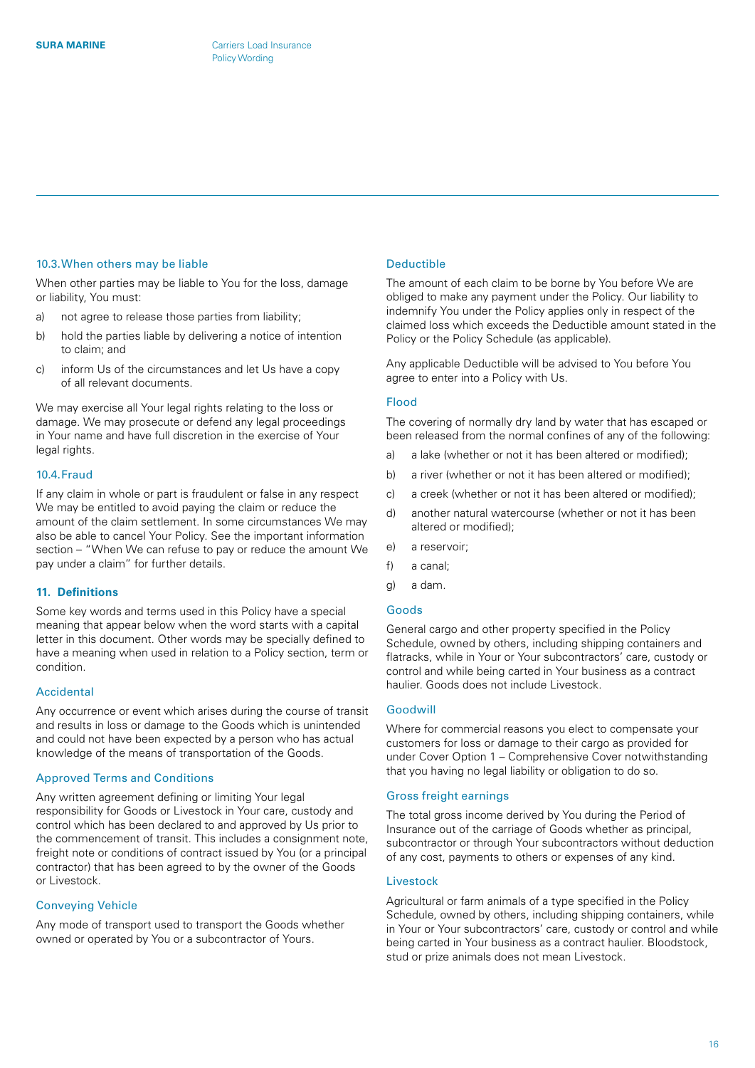### 10.3. When others may be liable

When other parties may be liable to You for the loss, damage or liability, You must:

a) not agree to release those parties from liability;
b) hold the parties liable by delivering a notice of intention to claim; and
c) inform Us of the circumstances and let Us have a copy of all relevant documents.

We may exercise all Your legal rights relating to the loss or damage. We may prosecute or defend any legal proceedings in Your name and have full discretion in the exercise of Your legal rights.

### 10.4. Fraud

If any claim in whole or part is fraudulent or false in any respect We may be entitled to avoid paying the claim or reduce the amount of the claim settlement. In some circumstances We may also be able to cancel Your Policy. See the important information section – "When We can refuse to pay or reduce the amount We pay under a claim" for further details.

## 11. Definitions

Some key words and terms used in this Policy have a special meaning that appear below when the word starts with a capital letter in this document. Other words may be specially defined to have a meaning when used in relation to a Policy section, term or condition.

### Accidental

Any occurrence or event which arises during the course of transit and results in loss or damage to the Goods which is unintended and could not have been expected by a person who has actual knowledge of the means of transportation of the Goods.

### Approved Terms and Conditions

Any written agreement defining or limiting Your legal responsibility for Goods or Livestock in Your care, custody and control which has been declared to and approved by Us prior to the commencement of transit. This includes a consignment note, freight note or conditions of contract issued by You (or a principal contractor) that has been agreed to by the owner of the Goods or Livestock.

### Conveying Vehicle

Any mode of transport used to transport the Goods whether owned or operated by You or a subcontractor of Yours.

### Deductible

The amount of each claim to be borne by You before We are obliged to make any payment under the Policy. Our liability to indemnify You under the Policy applies only in respect of the claimed loss which exceeds the Deductible amount stated in the Policy or the Policy Schedule (as applicable).

Any applicable Deductible will be advised to You before You agree to enter into a Policy with Us.

### Flood

The covering of normally dry land by water that has escaped or been released from the normal confines of any of the following:

a) a lake (whether or not it has been altered or modified);
b) a river (whether or not it has been altered or modified);
c) a creek (whether or not it has been altered or modified);
d) another natural watercourse (whether or not it has been altered or modified);
e) a reservoir;
f) a canal;
g) a dam.

### Goods

General cargo and other property specified in the Policy Schedule, owned by others, including shipping containers and flatracks, while in Your or Your subcontractors' care, custody or control and while being carted in Your business as a contract haulier. Goods does not include Livestock.

### Goodwill

Where for commercial reasons you elect to compensate your customers for loss or damage to their cargo as provided for under Cover Option 1 – Comprehensive Cover notwithstanding that you having no legal liability or obligation to do so.

### Gross freight earnings

The total gross income derived by You during the Period of Insurance out of the carriage of Goods whether as principal, subcontractor or through Your subcontractors without deduction of any cost, payments to others or expenses of any kind.

### Livestock

Agricultural or farm animals of a type specified in the Policy Schedule, owned by others, including shipping containers, while in Your or Your subcontractors' care, custody or control and while being carted in Your business as a contract haulier. Bloodstock, stud or prize animals does not mean Livestock.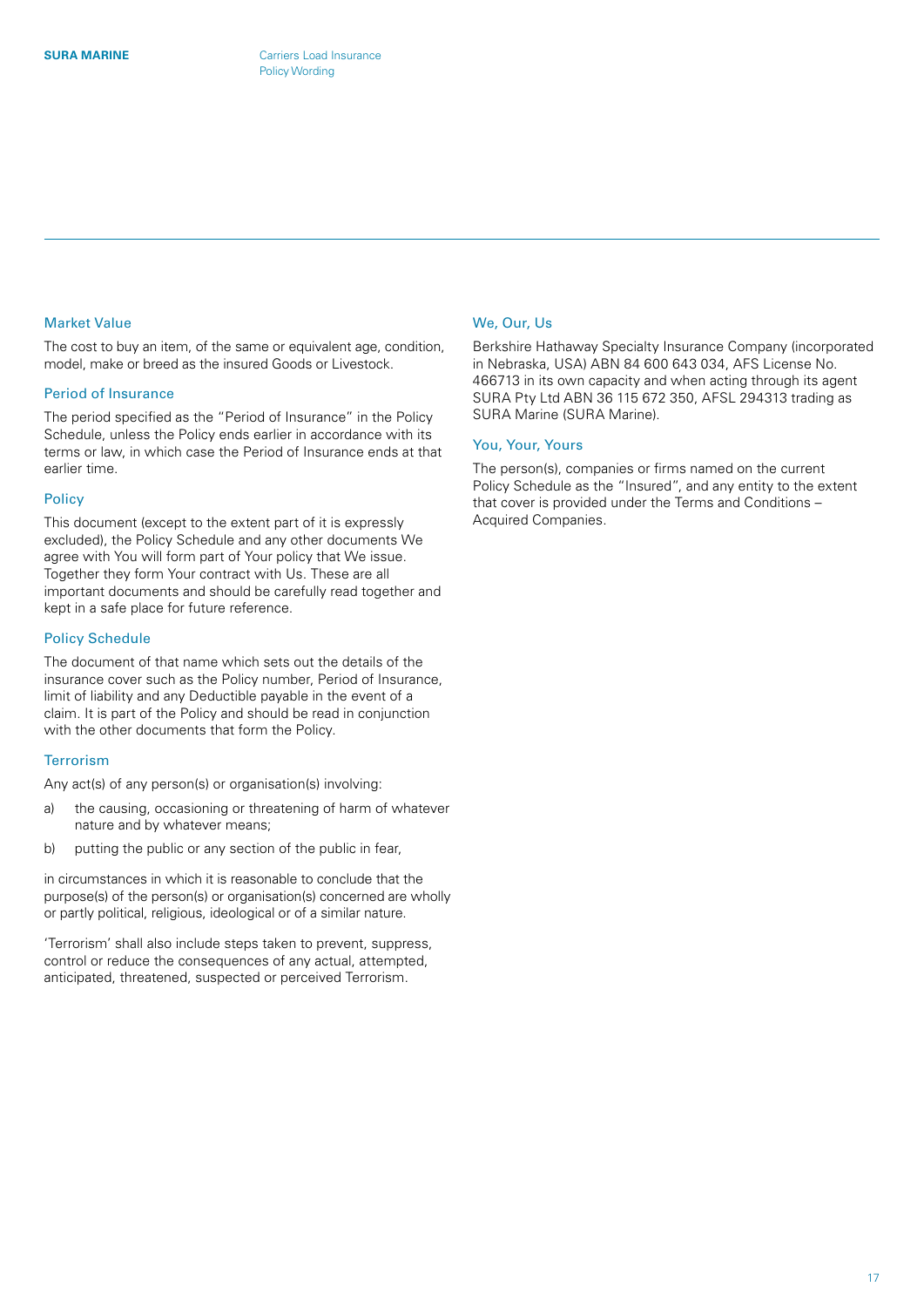### Market Value

The cost to buy an item, of the same or equivalent age, condition, model, make or breed as the insured Goods or Livestock.

### Period of Insurance

The period specified as the "Period of Insurance" in the Policy Schedule, unless the Policy ends earlier in accordance with its terms or law, in which case the Period of Insurance ends at that earlier time.

### Policy

This document (except to the extent part of it is expressly excluded), the Policy Schedule and any other documents We agree with You will form part of Your policy that We issue. Together they form Your contract with Us. These are all important documents and should be carefully read together and kept in a safe place for future reference.

### Policy Schedule

The document of that name which sets out the details of the insurance cover such as the Policy number, Period of Insurance, limit of liability and any Deductible payable in the event of a claim. It is part of the Policy and should be read in conjunction with the other documents that form the Policy.

### Terrorism

Any act(s) of any person(s) or organisation(s) involving:

a) the causing, occasioning or threatening of harm of whatever nature and by whatever means;

b) putting the public or any section of the public in fear,

in circumstances in which it is reasonable to conclude that the purpose(s) of the person(s) or organisation(s) concerned are wholly or partly political, religious, ideological or of a similar nature.

'Terrorism' shall also include steps taken to prevent, suppress, control or reduce the consequences of any actual, attempted, anticipated, threatened, suspected or perceived Terrorism.

### We, Our, Us

Berkshire Hathaway Specialty Insurance Company (incorporated in Nebraska, USA) ABN 84 600 643 034, AFS License No. 466713 in its own capacity and when acting through its agent SURA Pty Ltd ABN 36 115 672 350, AFSL 294313 trading as SURA Marine (SURA Marine).

### You, Your, Yours

The person(s), companies or firms named on the current Policy Schedule as the "Insured", and any entity to the extent that cover is provided under the Terms and Conditions – Acquired Companies.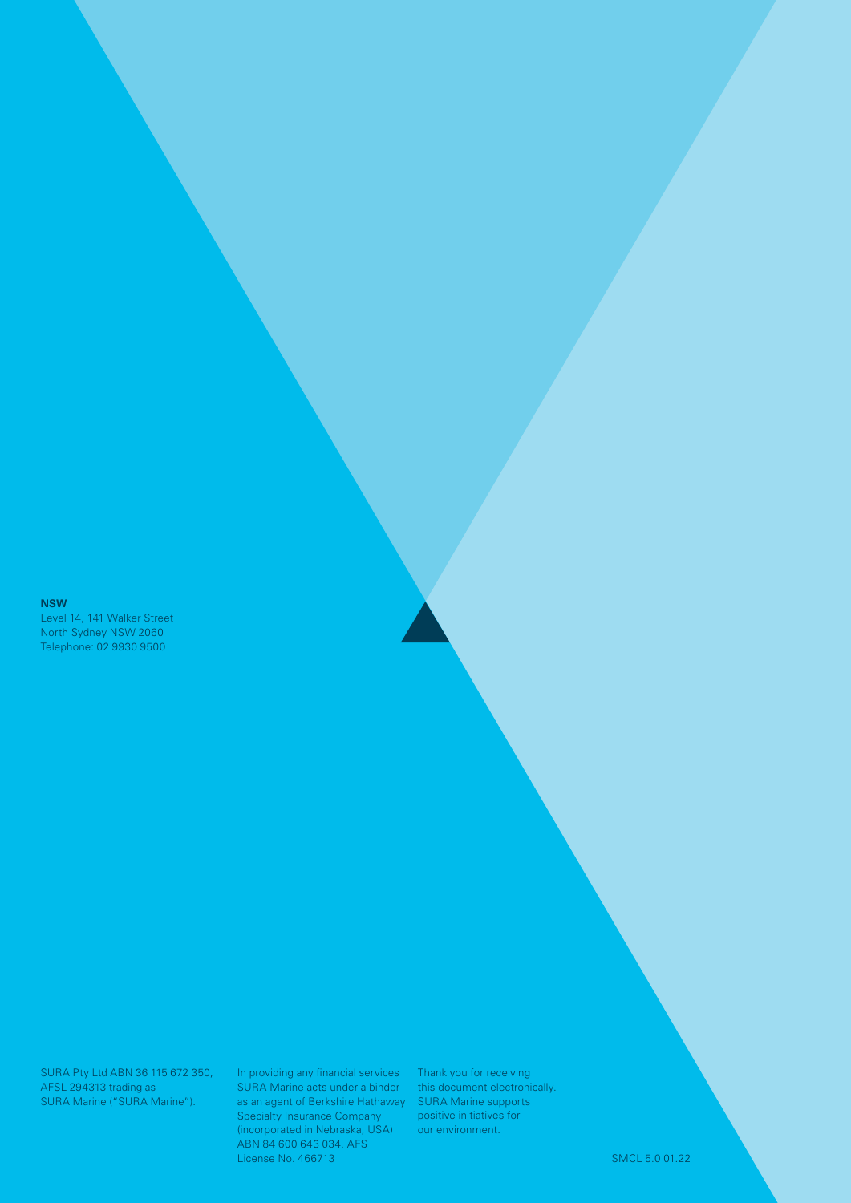**NSW**
Level 14, 141 Walker Street
North Sydney NSW 2060
Telephone: 02 9930 9500

SURA Pty Ltd ABN 36 115 672 350, AFSL 294313 trading as SURA Marine ("SURA Marine").

In providing any financial services SURA Marine acts under a binder as an agent of Berkshire Hathaway Specialty Insurance Company (incorporated in Nebraska, USA) ABN 84 600 643 034, AFS License No. 466713

Thank you for receiving this document electronically. SURA Marine supports positive initiatives for our environment.

SMCL 5.0 01.22